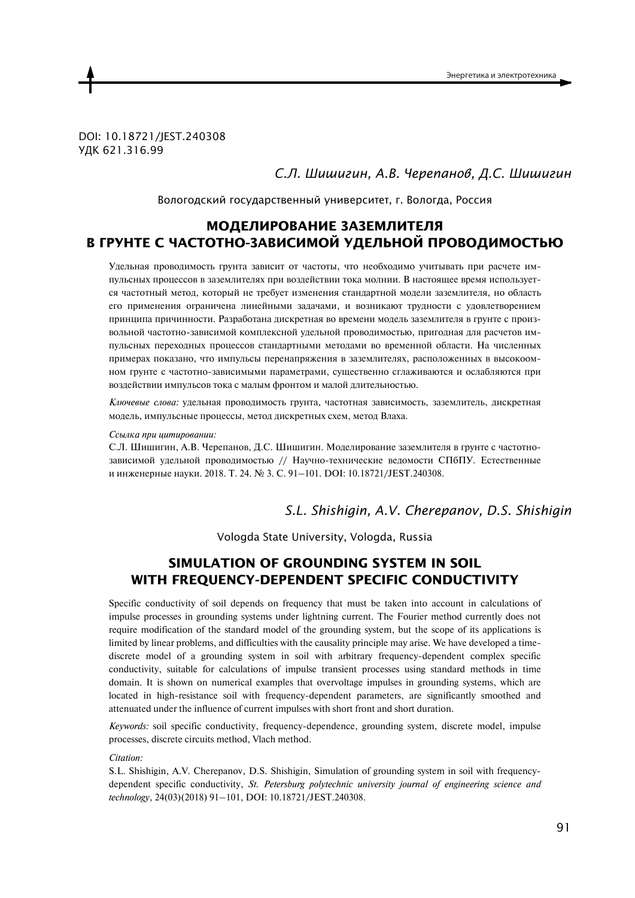DOI: 10.18721/JEST.240308
УДК 621.316.99

*С.Л. Шишигин, А.В. Черепанов, Д.С. Шишигин*

Вологодский государственный университет, г. Вологда, Россия

# МОДЕЛИРОВАНИЕ ЗАЗЕМЛИТЕЛЯ В ГРУНТЕ С ЧАСТОТНО-ЗАВИСИМОЙ УДЕЛЬНОЙ ПРОВОДИМОСТЬЮ

Удельная проводимость грунта зависит от частоты, что необходимо учитывать при расчете импульсных процессов в заземлителях при воздействии тока молнии. В настоящее время используется частотный метод, который не требует изменения стандартной модели заземлителя, но область его применения ограничена линейными задачами, и возникают трудности с удовлетворением принципа причинности. Разработана дискретная во времени модель заземлителя в грунте с произвольной частотно-зависимой комплексной удельной проводимостью, пригодная для расчетов импульсных переходных процессов стандартными методами во временной области. На численных примерах показано, что импульсы перенапряжения в заземлителях, расположенных в высокоомном грунте с частотно-зависимыми параметрами, существенно сглаживаются и ослабляются при воздействии импульсов тока с малым фронтом и малой длительностью.

*Ключевые слова:* удельная проводимость грунта, частотная зависимость, заземлитель, дискретная модель, импульсные процессы, метод дискретных схем, метод Влаха.

*Ссылка при цитировании:*
С.Л. Шишигин, А.В. Черепанов, Д.С. Шишигин. Моделирование заземлителя в грунте с частотно-зависимой удельной проводимостью // Научно-технические ведомости СПбПУ. Естественные и инженерные науки. 2018. Т. 24. № 3. С. 91–101. DOI: 10.18721/JEST.240308.

*S.L. Shishigin, A.V. Cherepanov, D.S. Shishigin*

Vologda State University, Vologda, Russia

# SIMULATION OF GROUNDING SYSTEM IN SOIL WITH FREQUENCY-DEPENDENT SPECIFIC CONDUCTIVITY

Specific conductivity of soil depends on frequency that must be taken into account in calculations of impulse processes in grounding systems under lightning current. The Fourier method currently does not require modification of the standard model of the grounding system, but the scope of its applications is limited by linear problems, and difficulties with the causality principle may arise. We have developed a time-discrete model of a grounding system in soil with arbitrary frequency-dependent complex specific conductivity, suitable for calculations of impulse transient processes using standard methods in time domain. It is shown on numerical examples that overvoltage impulses in grounding systems, which are located in high-resistance soil with frequency-dependent parameters, are significantly smoothed and attenuated under the influence of current impulses with short front and short duration.

*Keywords:* soil specific conductivity, frequency-dependence, grounding system, discrete model, impulse processes, discrete circuits method, Vlach method.

*Citation:*
S.L. Shishigin, A.V. Cherepanov, D.S. Shishigin, Simulation of grounding system in soil with frequency-dependent specific conductivity, *St. Petersburg polytechnic university journal of engineering science and technology*, 24(03)(2018) 91–101, DOI: 10.18721/JEST.240308.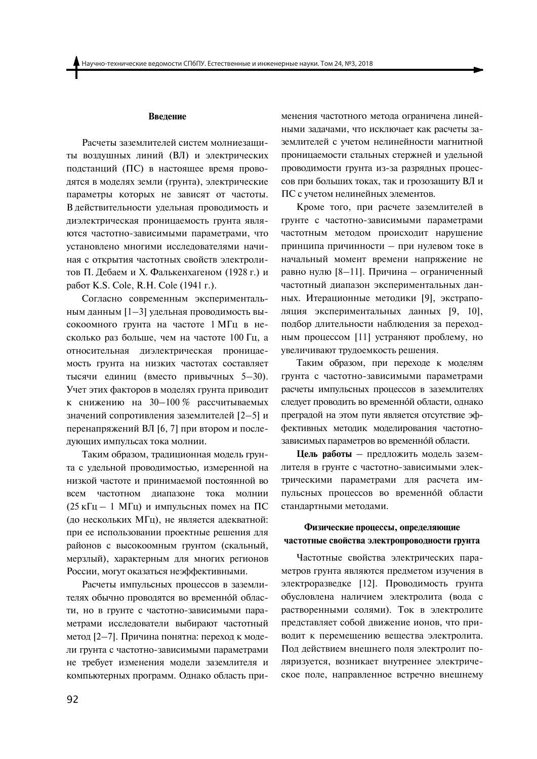## Введение

Расчеты заземлителей систем молниезащиты воздушных линий (ВЛ) и электрических подстанций (ПС) в настоящее время проводятся в моделях земли (грунта), электрические параметры которых не зависят от частоты. В действительности удельная проводимость и диэлектрическая проницаемость грунта являются частотно-зависимыми параметрами, что установлено многими исследователями начиная с открытия частотных свойств электролитов П. Дебаем и Х. Фалькенхагеном (1928 г.) и работ K.S. Cole, R.H. Cole (1941 г.).

Согласно современным экспериментальным данным [1–3] удельная проводимость высокоомного грунта на частоте 1 МГц в несколько раз больше, чем на частоте 100 Гц, а относительная диэлектрическая проницаемость грунта на низких частотах составляет тысячи единиц (вместо привычных 5–30). Учет этих факторов в моделях грунта приводит к снижению на 30–100 % рассчитываемых значений сопротивления заземлителей [2–5] и перенапряжений ВЛ [6, 7] при втором и последующих импульсах тока молнии.

Таким образом, традиционная модель грунта с удельной проводимостью, измеренной на низкой частоте и принимаемой постоянной во всем частотном диапазоне тока молнии (25 кГц – 1 МГц) и импульсных помех на ПС (до нескольких МГц), не является адекватной: при ее использовании проектные решения для районов с высокоомным грунтом (скальный, мерзлый), характерным для многих регионов России, могут оказаться неэффективными.

Расчеты импульсных процессов в заземлителях обычно проводятся во временно́й области, но в грунте с частотно-зависимыми параметрами исследователи выбирают частотный метод [2–7]. Причина понятна: переход к модели грунта с частотно-зависимыми параметрами не требует изменения модели заземлителя и компьютерных программ. Однако область применения частотного метода ограничена линейными задачами, что исключает как расчеты заземлителей с учетом нелинейности магнитной проницаемости стальных стержней и удельной проводимости грунта из-за разрядных процессов при больших токах, так и грозозащиту ВЛ и ПС с учетом нелинейных элементов.

Кроме того, при расчете заземлителей в грунте с частотно-зависимыми параметрами частотным методом происходит нарушение принципа причинности – при нулевом токе в начальный момент времени напряжение не равно нулю [8–11]. Причина – ограниченный частотный диапазон экспериментальных данных. Итерационные методики [9], экстраполяция экспериментальных данных [9, 10], подбор длительности наблюдения за переходным процессом [11] устраняют проблему, но увеличивают трудоемкость решения.

Таким образом, при переходе к моделям грунта с частотно-зависимыми параметрами расчеты импульсных процессов в заземлителях следует проводить во временно́й области, однако преградой на этом пути является отсутствие эффективных методик моделирования частотно-зависимых параметров во временно́й области.

**Цель работы** – предложить модель заземлителя в грунте с частотно-зависимыми электрическими параметрами для расчета импульсных процессов во временно́й области стандартными методами.

## Физические процессы, определяющие частотные свойства электропроводности грунта

Частотные свойства электрических параметров грунта являются предметом изучения в электроразведке [12]. Проводимость грунта обусловлена наличием электролита (вода с растворенными солями). Ток в электролите представляет собой движение ионов, что приводит к перемещению вещества электролита. Под действием внешнего поля электролит поляризуется, возникает внутреннее электрическое поле, направленное встречно внешнему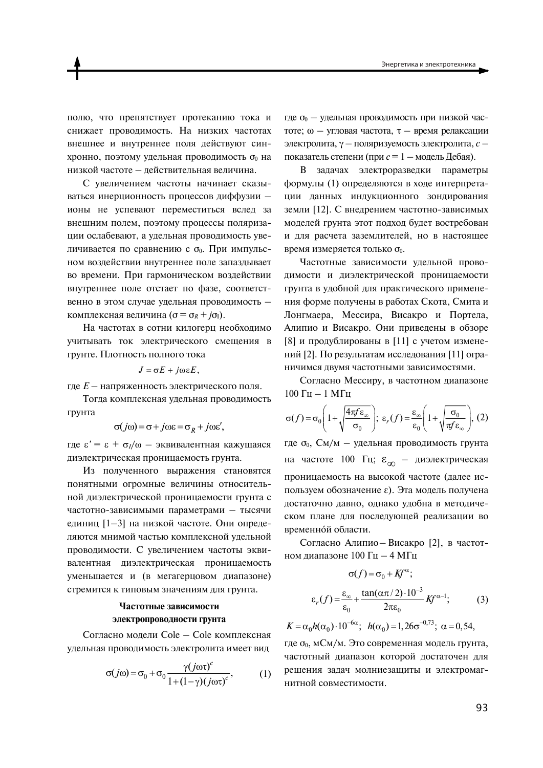полю, что препятствует протеканию тока и снижает проводимость. На низких частотах внешнее и внутреннее поля действуют синхронно, поэтому удельная проводимость $\sigma_0$ на низкой частоте – действительная величина.

С увеличением частоты начинает сказываться инерционность процессов диффузии – ионы не успевают переместиться вслед за внешним полем, поэтому процессы поляризации ослабевают, а удельная проводимость увеличивается по сравнению с $\sigma_0$. При импульсном воздействии внутреннее поле запаздывает во времени. При гармоническом воздействии внутреннее поле отстает по фазе, соответственно в этом случае удельная проводимость – комплексная величина ($\sigma = \sigma_R + j\sigma_I$).

На частотах в сотни килогерц необходимо учитывать ток электрического смещения в грунте. Плотность полного тока

$$J = \sigma E + j\omega\varepsilon E,$$

где $E$ – напряженность электрического поля.

Тогда комплексная удельная проводимость грунта

$$\sigma(j\omega) = \sigma + j\omega\varepsilon = \sigma_R + j\omega\varepsilon',$$

где $\varepsilon' = \varepsilon + \sigma_I/\omega$ – эквивалентная кажущаяся диэлектрическая проницаемость грунта.

Из полученного выражения становятся понятными огромные величины относительной диэлектрической проницаемости грунта с частотно-зависимыми параметрами – тысячи единиц [1–3] на низкой частоте. Они определяются мнимой частью комплексной удельной проводимости. С увеличением частоты эквивалентная диэлектрическая проницаемость уменьшается и (в мегагерцовом диапазоне) стремится к типовым значениям для грунта.

### Частотные зависимости электропроводности грунта

Согласно модели Cole – Cole комплексная удельная проводимость электролита имеет вид

$$\sigma(j\omega) = \sigma_0 + \sigma_0 \frac{\gamma (j\omega\tau)^c}{1 + (1-\gamma)(j\omega\tau)^c}, \qquad (1)$$

где $\sigma_0$ – удельная проводимость при низкой частоте; $\omega$ – угловая частота, $\tau$ – время релаксации электролита, $\gamma$ – поляризуемость электролита, $c$ – показатель степени (при $c = 1$ – модель Дебая).

В задачах электроразведки параметры формулы (1) определяются в ходе интерпретации данных индукционного зондирования земли [12]. С внедрением частотно-зависимых моделей грунта этот подход будет востребован и для расчета заземлителей, но в настоящее время измеряется только $\sigma_0$.

Частотные зависимости удельной проводимости и диэлектрической проницаемости грунта в удобной для практического применения форме получены в работах Скота, Смита и Лонгмаера, Мессира, Висакро и Портела, Алипио и Висакро. Они приведены в обзоре [8] и продублированы в [11] с учетом изменений [2]. По результатам исследования [11] ограничимся двумя частотными зависимостями.

Согласно Мессиру, в частотном диапазоне 100 Гц – 1 МГц

$$\sigma(f) = \sigma_0\left(1 + \sqrt{\frac{4\pi f \varepsilon_\infty}{\sigma_0}}\right); \; \varepsilon_r(f) = \frac{\varepsilon_\infty}{\varepsilon_0}\left(1 + \sqrt{\frac{\sigma_0}{\pi f \varepsilon_\infty}}\right), \; (2)$$

где $\sigma_0$, См/м – удельная проводимость грунта на частоте 100 Гц; $\varepsilon_\infty$ – диэлектрическая проницаемость на высокой частоте (далее используем обозначение $\varepsilon$). Эта модель получена достаточно давно, однако удобна в методическом плане для последующей реализации во временнóй области.

Согласно Алипио – Висакро [2], в частотном диапазоне 100 Гц – 4 МГц

$$\sigma(f) = \sigma_0 + K f^{\alpha};$$

$$\varepsilon_r(f) = \frac{\varepsilon_\infty}{\varepsilon_0} + \frac{\tan(\alpha\pi/2)\cdot 10^{-3}}{2\pi\varepsilon_0} K f^{\alpha-1}; \qquad (3)$$

$$K = \alpha_0 h(\alpha_0)\cdot 10^{-6\alpha}; \; h(\alpha_0) = 1{,}26\sigma^{-0{,}73}; \; \alpha = 0{,}54,$$

где $\sigma_0$, мСм/м. Это современная модель грунта, частотный диапазон которой достаточен для решения задач молниезащиты и электромагнитной совместимости.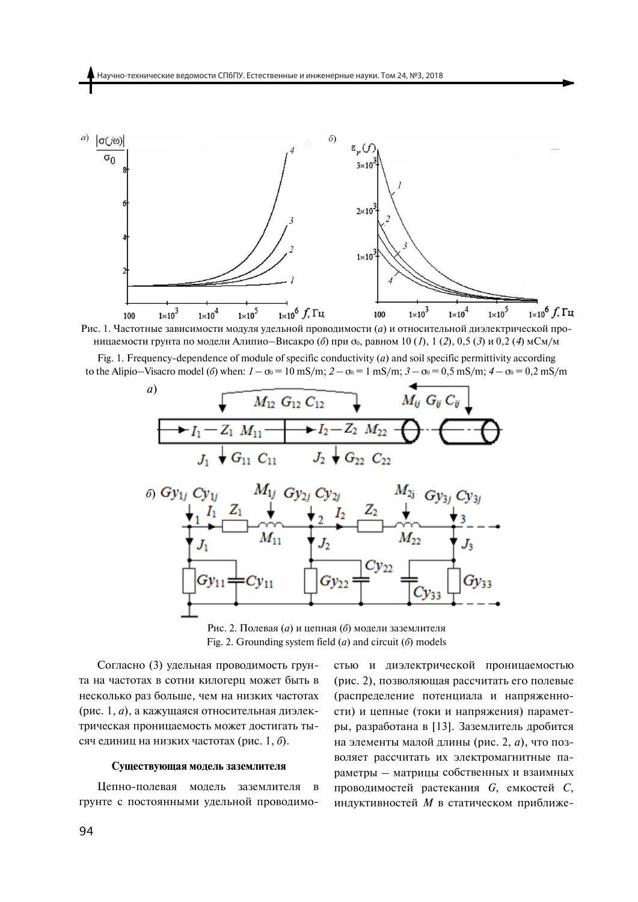Рис. 1. Частотные зависимости модуля удельной проводимости (*а*) и относительной диэлектрической проницаемости грунта по модели Алипио–Висакро (*б*) при $\sigma_0$, равном 10 (*1*), 1 (*2*), 0,5 (*3*) и 0,2 (*4*) мСм/м

Fig. 1. Frequency-dependence of module of specific conductivity (*а*) and soil specific permittivity according to the Alipio–Visacro model (*б*) when: *1* – $\sigma_0$ = 10 mS/m; *2* – $\sigma_0$ = 1 mS/m; *3* – $\sigma_0$ = 0,5 mS/m; *4* – $\sigma_0$ = 0,2 mS/m

Рис. 2. Полевая (*а*) и цепная (*б*) модели заземлителя

Fig. 2. Grounding system field (*а*) and circuit (*б*) models

Согласно (3) удельная проводимость грунта на частотах в сотни килогерц может быть в несколько раз больше, чем на низких частотах (рис. 1, *а*), а кажущаяся относительная диэлектрическая проницаемость может достигать тысяч единиц на низких частотах (рис. 1, *б*).

### Существующая модель заземлителя

Цепно-полевая модель заземлителя в грунте с постоянными удельной проводимостью и диэлектрической проницаемостью (рис. 2), позволяющая рассчитать его полевые (распределение потенциала и напряженности) и цепные (токи и напряжения) параметры, разработана в [13]. Заземлитель дробится на элементы малой длины (рис. 2, *а*), что позволяет рассчитать их электромагнитные параметры – матрицы собственных и взаимных проводимостей растекания $G$, емкостей $C$, индуктивностей $M$ в статическом приближе-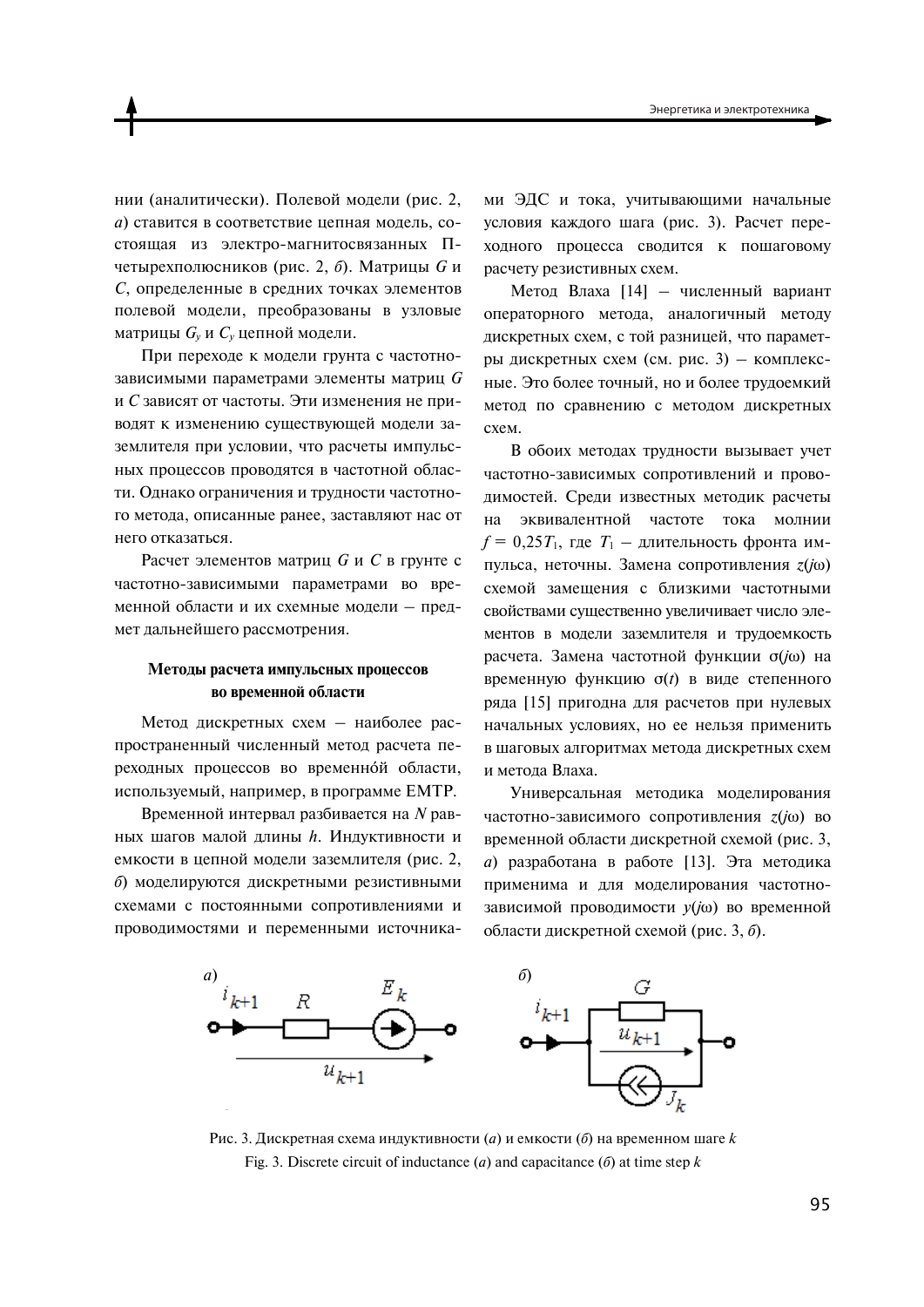нии (аналитически). Полевой модели (рис. 2, *а*) ставится в соответствие цепная модель, состоящая из электро-магнитосвязанных П-четырехполюсников (рис. 2, *б*). Матрицы *G* и *C*, определенные в средних точках элементов полевой модели, преобразованы в узловые матрицы $G_y$ и $C_y$ цепной модели.

При переходе к модели грунта с частотно-зависимыми параметрами элементы матриц *G* и *C* зависят от частоты. Эти изменения не приводят к изменению существующей модели заземлителя при условии, что расчеты импульсных процессов проводятся в частотной области. Однако ограничения и трудности частотного метода, описанные ранее, заставляют нас от него отказаться.

Расчет элементов матриц *G* и *C* в грунте с частотно-зависимыми параметрами во временной области и их схемные модели – предмет дальнейшего рассмотрения.

### Методы расчета импульсных процессов во временной области

Метод дискретных схем – наиболее распространенный численный метод расчета переходных процессов во временно́й области, используемый, например, в программе EMTP.

Временной интервал разбивается на *N* равных шагов малой длины *h*. Индуктивности и емкости в цепной модели заземлителя (рис. 2, *б*) моделируются дискретными резистивными схемами с постоянными сопротивлениями и проводимостями и переменными источниками ЭДС и тока, учитывающими начальные условия каждого шага (рис. 3). Расчет переходного процесса сводится к пошаговому расчету резистивных схем.

Метод Влаха [14] – численный вариант операторного метода, аналогичный методу дискретных схем, с той разницей, что параметры дискретных схем (см. рис. 3) – комплексные. Это более точный, но и более трудоемкий метод по сравнению с методом дискретных схем.

В обоих методах трудности вызывает учет частотно-зависимых сопротивлений и проводимостей. Среди известных методик расчеты на эквивалентной частоте тока молнии $f = 0{,}25T_1$, где $T_1$ – длительность фронта импульса, неточны. Замена сопротивления $z(j\omega)$ схемой замещения с близкими частотными свойствами существенно увеличивает число элементов в модели заземлителя и трудоемкость расчета. Замена частотной функции $\sigma(j\omega)$ на временную функцию $\sigma(t)$ в виде степенного ряда [15] пригодна для расчетов при нулевых начальных условиях, но ее нельзя применить в шаговых алгоритмах метода дискретных схем и метода Влаха.

Универсальная методика моделирования частотно-зависимого сопротивления $z(j\omega)$ во временной области дискретной схемой (рис. 3, *а*) разработана в работе [13]. Эта методика применима и для моделирования частотно-зависимой проводимости $y(j\omega)$ во временной области дискретной схемой (рис. 3, *б*).

Рис. 3. Дискретная схема индуктивности (*а*) и емкости (*б*) на временном шаге *k*

Fig. 3. Discrete circuit of inductance (*а*) and capacitance (*б*) at time step *k*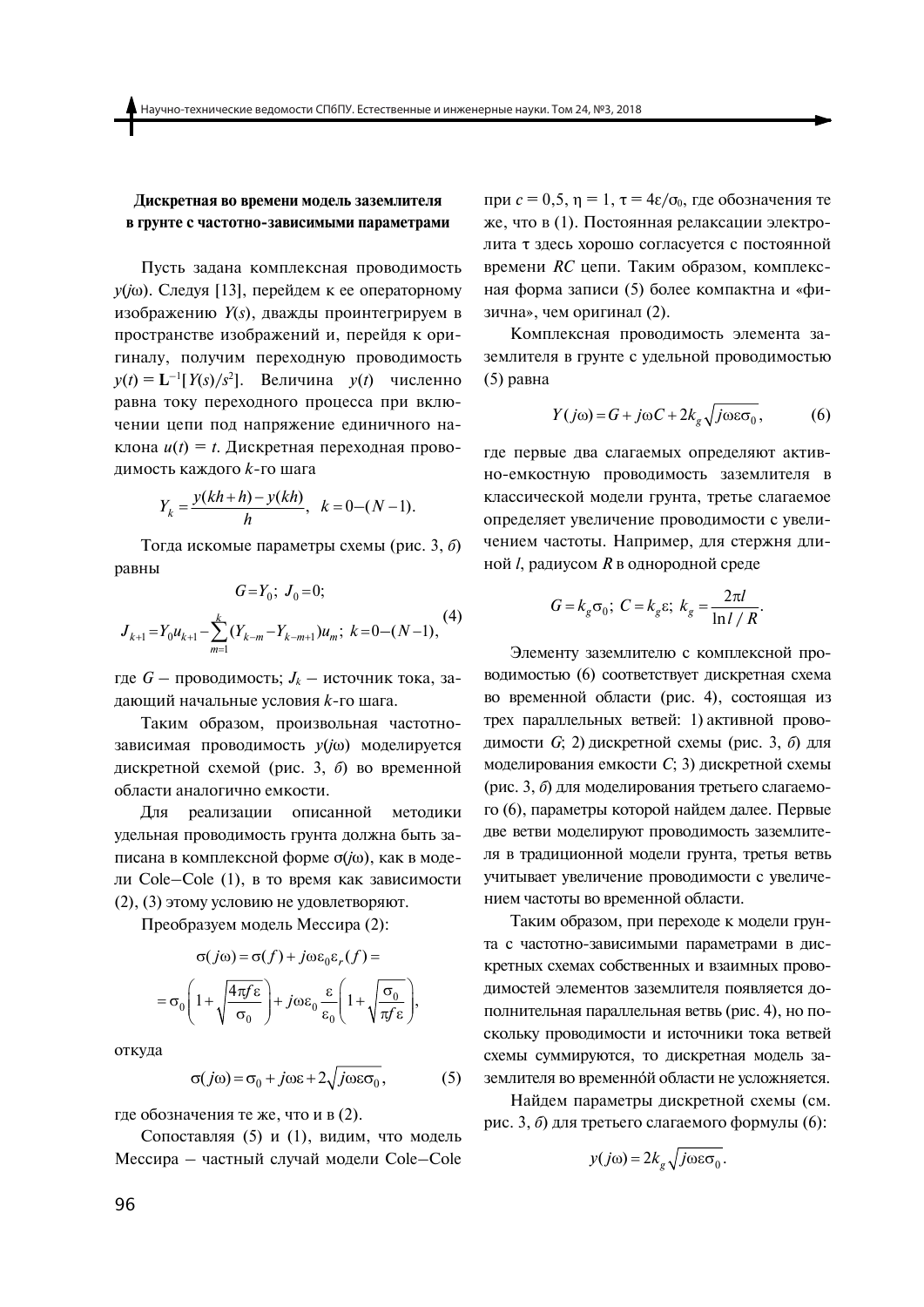### Дискретная во времени модель заземлителя в грунте с частотно-зависимыми параметрами

Пусть задана комплексная проводимость $y(j\omega)$. Следуя [13], перейдем к ее операторному изображению $Y(s)$, дважды проинтегрируем в пространстве изображений и, перейдя к оригиналу, получим переходную проводимость $y(t) = \mathbf{L}^{-1}[Y(s)/s^2]$. Величина $y(t)$ численно равна току переходного процесса при включении цепи под напряжение единичного наклона $u(t) = t$. Дискретная переходная проводимость каждого $k$-го шага

$$Y_k = \frac{y(kh+h) - y(kh)}{h}, \quad k = 0-(N-1).$$

Тогда искомые параметры схемы (рис. 3, *б*) равны

$$G = Y_0;\; J_0 = 0;$$
$$J_{k+1} = Y_0 u_{k+1} - \sum_{m=1}^{k} (Y_{k-m} - Y_{k-m+1}) u_m;\; k = 0-(N-1), \tag{4}$$

где $G$ – проводимость; $J_k$ – источник тока, задающий начальные условия $k$-го шага.

Таким образом, произвольная частотно-зависимая проводимость $y(j\omega)$ моделируется дискретной схемой (рис. 3, *б*) во временной области аналогично емкости.

Для реализации описанной методики удельная проводимость грунта должна быть записана в комплексной форме $\sigma(j\omega)$, как в модели Cole–Cole (1), в то время как зависимости (2), (3) этому условию не удовлетворяют.

Преобразуем модель Мессира (2):

$$\sigma(j\omega) = \sigma(f) + j\omega\varepsilon_0\varepsilon_r(f) =$$
$$= \sigma_0\left(1 + \sqrt{\frac{4\pi f\varepsilon}{\sigma_0}}\right) + j\omega\varepsilon_0\frac{\varepsilon}{\varepsilon_0}\left(1 + \sqrt{\frac{\sigma_0}{\pi f\varepsilon}}\right),$$

откуда

$$\sigma(j\omega) = \sigma_0 + j\omega\varepsilon + 2\sqrt{j\omega\varepsilon\sigma_0}, \tag{5}$$

где обозначения те же, что и в (2).

Сопоставляя (5) и (1), видим, что модель Мессира – частный случай модели Cole–Cole при $c = 0{,}5$, $\eta = 1$, $\tau = 4\varepsilon/\sigma_0$, где обозначения те же, что в (1). Постоянная релаксации электролита $\tau$ здесь хорошо согласуется с постоянной времени $RC$ цепи. Таким образом, комплексная форма записи (5) более компактна и «физична», чем оригинал (2).

Комплексная проводимость элемента заземлителя в грунте с удельной проводимостью (5) равна

$$Y(j\omega) = G + j\omega C + 2k_g\sqrt{j\omega\varepsilon\sigma_0}, \tag{6}$$

где первые два слагаемых определяют активно-емкостную проводимость заземлителя в классической модели грунта, третье слагаемое определяет увеличение проводимости с увеличением частоты. Например, для стержня длиной $l$, радиусом $R$ в однородной среде

$$G = k_g\sigma_0;\; C = k_g\varepsilon;\; k_g = \frac{2\pi l}{\ln l/R}.$$

Элементу заземлителю с комплексной проводимостью (6) соответствует дискретная схема во временной области (рис. 4), состоящая из трех параллельных ветвей: 1) активной проводимости $G$; 2) дискретной схемы (рис. 3, *б*) для моделирования емкости $C$; 3) дискретной схемы (рис. 3, *б*) для моделирования третьего слагаемого (6), параметры которой найдем далее. Первые две ветви моделируют проводимость заземлителя в традиционной модели грунта, третья ветвь учитывает увеличение проводимости с увеличением частоты во временной области.

Таким образом, при переходе к модели грунта с частотно-зависимыми параметрами в дискретных схемах собственных и взаимных проводимостей элементов заземлителя появляется дополнительная параллельная ветвь (рис. 4), но поскольку проводимости и источники тока ветвей схемы суммируются, то дискретная модель заземлителя во временно́й области не усложняется.

Найдем параметры дискретной схемы (см. рис. 3, *б*) для третьего слагаемого формулы (6):

$$y(j\omega) = 2k_g\sqrt{j\omega\varepsilon\sigma_0}.$$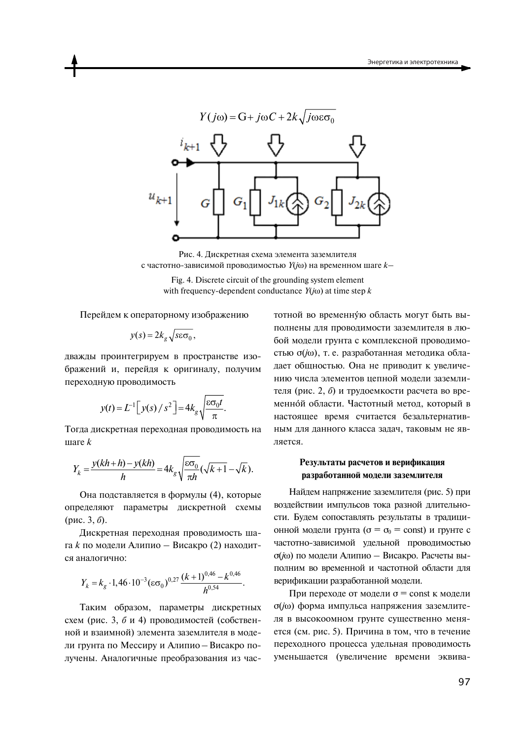$$Y(j\omega) = G + j\omega C + 2k\sqrt{j\omega\varepsilon\sigma_0}$$

Рис. 4. Дискретная схема элемента заземлителя с частотно-зависимой проводимостью $Y(j\omega)$ на временном шаге $k$–

Fig. 4. Discrete circuit of the grounding system element with frequency-dependent conductance $Y(j\omega)$ at time step $k$

Перейдем к операторному изображению

$$y(s) = 2k_g\sqrt{s\varepsilon\sigma_0},$$

дважды проинтегрируем в пространстве изображений и, перейдя к оригиналу, получим переходную проводимость

$$y(t) = L^{-1}\left[y(s)/s^2\right] = 4k_g\sqrt{\frac{\varepsilon\sigma_0 t}{\pi}}.$$

Тогда дискретная переходная проводимость на шаге $k$

$$Y_k = \frac{y(kh+h) - y(kh)}{h} = 4k_g\sqrt{\frac{\varepsilon\sigma_0}{\pi h}}(\sqrt{k+1} - \sqrt{k}).$$

Она подставляется в формулы (4), которые определяют параметры дискретной схемы (рис. 3, *б*).

Дискретная переходная проводимость шага $k$ по модели Алипио – Висакро (2) находится аналогично:

$$Y_k = k_g \cdot 1{,}46 \cdot 10^{-3}(\varepsilon\sigma_0)^{0,27}\frac{(k+1)^{0,46} - k^{0,46}}{h^{0,54}}.$$

Таким образом, параметры дискретных схем (рис. 3, *б* и 4) проводимостей (собственной и взаимной) элемента заземлителя в модели грунта по Мессиру и Алипио – Висакро получены. Аналогичные преобразования из частотной во временну́ю область могут быть выполнены для проводимости заземлителя в любой модели грунта с комплексной проводимостью $\sigma(j\omega)$, т. е. разработанная методика обладает общностью. Она не приводит к увеличению числа элементов цепной модели заземлителя (рис. 2, *б*) и трудоемкости расчета во временно́й области. Частотный метод, который в настоящее время считается безальтернативным для данного класса задач, таковым не является.

### Результаты расчетов и верификация разработанной модели заземлителя

Найдем напряжение заземлителя (рис. 5) при воздействии импульсов тока разной длительности. Будем сопоставлять результаты в традиционной модели грунта ($\sigma = \sigma_0 = \text{const}$) и грунте с частотно-зависимой удельной проводимостью $\sigma(j\omega)$ по модели Алипио – Висакро. Расчеты выполним во временной и частотной области для верификации разработанной модели.

При переходе от модели $\sigma = \text{const}$ к модели $\sigma(j\omega)$ форма импульса напряжения заземлителя в высокоомном грунте существенно меняется (см. рис. 5). Причина в том, что в течение переходного процесса удельная проводимость уменьшается (увеличение времени эквива-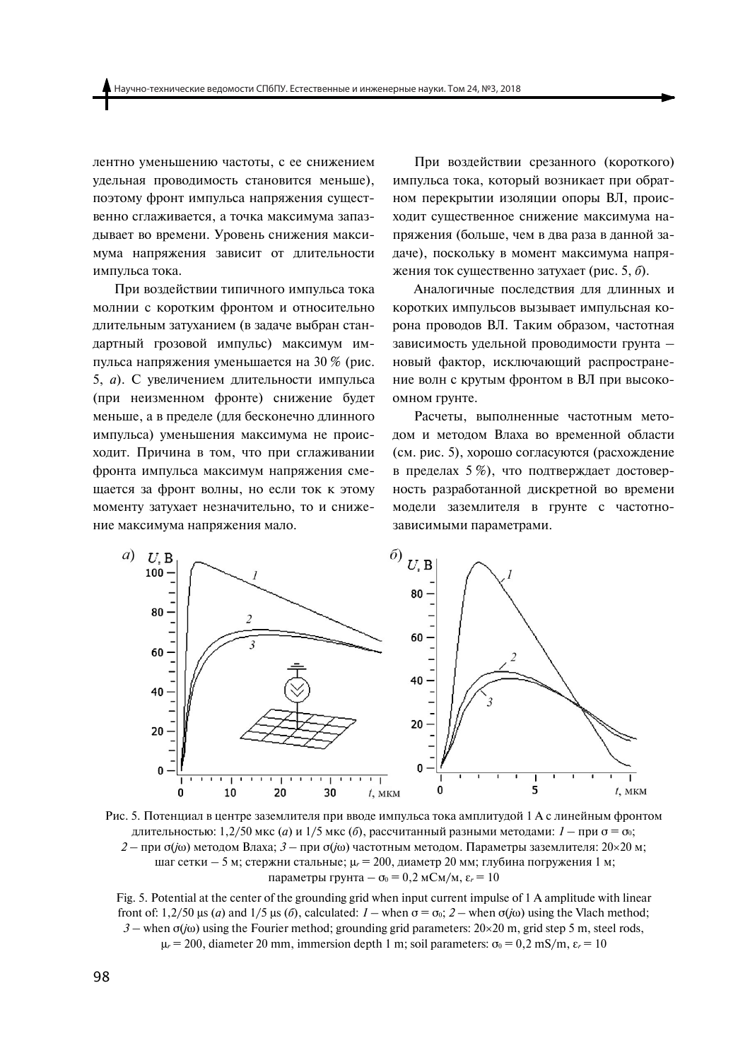лентно уменьшению частоты, с ее снижением удельная проводимость становится меньше), поэтому фронт импульса напряжения существенно сглаживается, а точка максимума запаздывает во времени. Уровень снижения максимума напряжения зависит от длительности импульса тока.

При воздействии типичного импульса тока молнии с коротким фронтом и относительно длительным затуханием (в задаче выбран стандартный грозовой импульс) максимум импульса напряжения уменьшается на 30 % (рис. 5, *а*). С увеличением длительности импульса (при неизменном фронте) снижение будет меньше, а в пределе (для бесконечно длинного импульса) уменьшения максимума не происходит. Причина в том, что при сглаживании фронта импульса максимум напряжения смещается за фронт волны, но если ток к этому моменту затухает незначительно, то и снижение максимума напряжения мало.

При воздействии срезанного (короткого) импульса тока, который возникает при обратном перекрытии изоляции опоры ВЛ, происходит существенное снижение максимума напряжения (больше, чем в два раза в данной задаче), поскольку в момент максимума напряжения ток существенно затухает (рис. 5, *б*).

Аналогичные последствия для длинных и коротких импульсов вызывает импульсная корона проводов ВЛ. Таким образом, частотная зависимость удельной проводимости грунта – новый фактор, исключающий распространение волн с крутым фронтом в ВЛ при высокоомном грунте.

Расчеты, выполненные частотным методом и методом Влаха во временной области (см. рис. 5), хорошо согласуются (расхождение в пределах 5 %), что подтверждает достоверность разработанной дискретной во времени модели заземлителя в грунте с частотно-зависимыми параметрами.

Рис. 5. Потенциал в центре заземлителя при вводе импульса тока амплитудой 1 А с линейным фронтом длительностью: 1,2/50 мкс (*а*) и 1/5 мкс (*б*), рассчитанный разными методами: *1* – при $\sigma = \sigma_0$; *2* – при $\sigma(j\omega)$ методом Влаха; *3* – при $\sigma(j\omega)$ частотным методом. Параметры заземлителя: 20×20 м; шаг сетки – 5 м; стержни стальные; $\mu_r = 200$, диаметр 20 мм; глубина погружения 1 м; параметры грунта – $\sigma_0 = 0{,}2$ мСм/м, $\varepsilon_r = 10$

Fig. 5. Potential at the center of the grounding grid when input current impulse of 1 A amplitude with linear front of: 1,2/50 μs (*a*) and 1/5 μs (*б*), calculated: *1* – when $\sigma = \sigma_0$; *2* – when $\sigma(j\omega)$ using the Vlach method; *3* – when $\sigma(j\omega)$ using the Fourier method; grounding grid parameters: 20×20 m, grid step 5 m, steel rods, $\mu_r = 200$, diameter 20 mm, immersion depth 1 m; soil parameters: $\sigma_0 = 0{,}2$ mS/m, $\varepsilon_r = 10$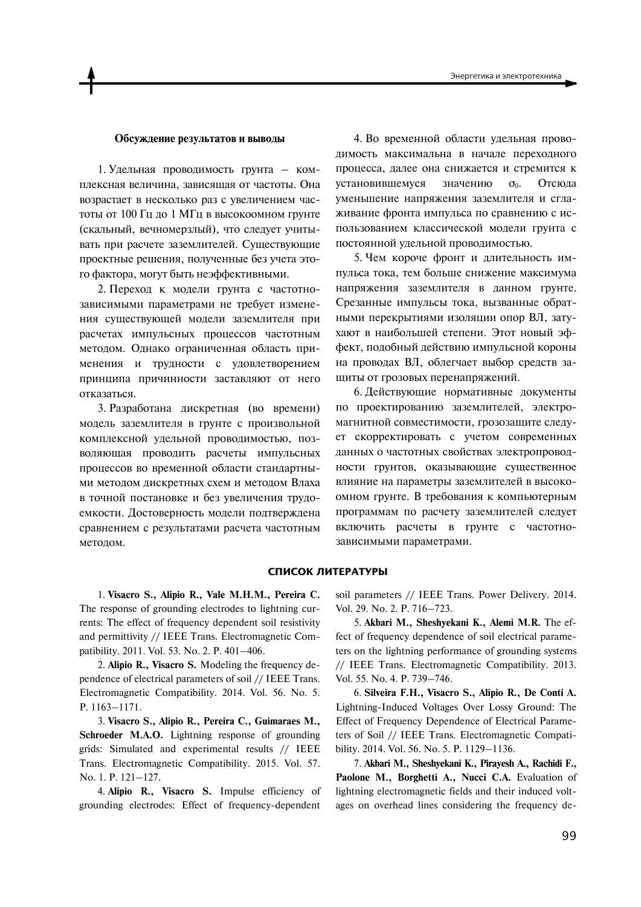### Обсуждение результатов и выводы

1. Удельная проводимость грунта — комплексная величина, зависящая от частоты. Она возрастает в несколько раз с увеличением частоты от 100 Гц до 1 МГц в высокоомном грунте (скальный, вечномерзлый), что следует учитывать при расчете заземлителей. Существующие проектные решения, полученные без учета этого фактора, могут быть неэффективными.

2. Переход к модели грунта с частотно-зависимыми параметрами не требует изменения существующей модели заземлителя при расчетах импульсных процессов частотным методом. Однако ограниченная область применения и трудности с удовлетворением принципа причинности заставляют от него отказаться.

3. Разработана дискретная (во времени) модель заземлителя в грунте с произвольной комплексной удельной проводимостью, позволяющая проводить расчеты импульсных процессов во временной области стандартными методом дискретных схем и методом Влаха в точной постановке и без увеличения трудоемкости. Достоверность модели подтверждена сравнением с результатами расчета частотным методом.

4. Во временной области удельная проводимость максимальна в начале переходного процесса, далее она снижается и стремится к установившемуся значению $\sigma_0$. Отсюда уменьшение напряжения заземлителя и сглаживание фронта импульса по сравнению с использованием классической модели грунта с постоянной удельной проводимостью.

5. Чем короче фронт и длительность импульса тока, тем больше снижение максимума напряжения заземлителя в данном грунте. Срезанные импульсы тока, вызванные обратными перекрытиями изоляции опор ВЛ, затухают в наибольшей степени. Этот новый эффект, подобный действию импульсной короны на проводах ВЛ, облегчает выбор средств защиты от грозовых перенапряжений.

6. Действующие нормативные документы по проектированию заземлителей, электромагнитной совместимости, грозозащите следует скорректировать с учетом современных данных о частотных свойствах электропроводности грунтов, оказывающие существенное влияние на параметры заземлителей в высокоомном грунте. В требования к компьютерным программам по расчету заземлителей следует включить расчеты в грунте с частотно-зависимыми параметрами.

## СПИСОК ЛИТЕРАТУРЫ

1. **Visacro S., Alipio R., Vale M.H.M., Pereira C.** The response of grounding electrodes to lightning currents: The effect of frequency dependent soil resistivity and permittivity // IEEE Trans. Electromagnetic Compatibility. 2011. Vol. 53. No. 2. P. 401–406.

2. **Alipio R., Visacro S.** Modeling the frequency dependence of electrical parameters of soil // IEEE Trans. Electromagnetic Compatibility. 2014. Vol. 56. No. 5. P. 1163–1171.

3. **Visacro S., Alipio R., Pereira C., Guimaraes M., Schroeder M.A.O.** Lightning response of grounding grids: Simulated and experimental results // IEEE Trans. Electromagnetic Compatibility. 2015. Vol. 57. No. 1. P. 121–127.

4. **Alipio R., Visacro S.** Impulse efficiency of grounding electrodes: Effect of frequency-dependent soil parameters // IEEE Trans. Power Delivery. 2014. Vol. 29. No. 2. P. 716–723.

5. **Akbari M., Sheshyekani K., Alemi M.R.** The effect of frequency dependence of soil electrical parameters on the lightning performance of grounding systems // IEEE Trans. Electromagnetic Compatibility. 2013. Vol. 55. No. 4. P. 739–746.

6. **Silveira F.H., Visacro S., Alipio R., De Conti A.** Lightning-Induced Voltages Over Lossy Ground: The Effect of Frequency Dependence of Electrical Parameters of Soil // IEEE Trans. Electromagnetic Compatibility. 2014. Vol. 56. No. 5. P. 1129–1136.

7. **Akbari M., Sheshyekani K., Pirayesh A., Rachidi F., Paolone M., Borghetti A., Nucci C.A.** Evaluation of lightning electromagnetic fields and their induced voltages on overhead lines considering the frequency de-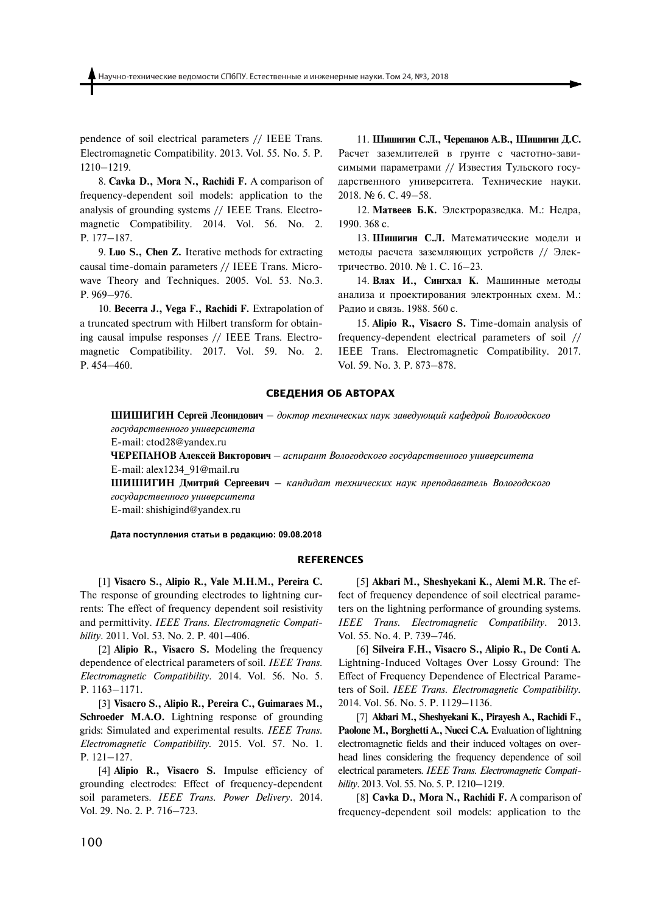pendence of soil electrical parameters // IEEE Trans. Electromagnetic Compatibility. 2013. Vol. 55. No. 5. P. 1210–1219.

8. **Cavka D., Mora N., Rachidi F.** A comparison of frequency-dependent soil models: application to the analysis of grounding systems // IEEE Trans. Electromagnetic Compatibility. 2014. Vol. 56. No. 2. P. 177–187.

9. **Luo S., Chen Z.** Iterative methods for extracting causal time-domain parameters // IEEE Trans. Microwave Theory and Techniques. 2005. Vol. 53. No.3. P. 969–976.

10. **Becerra J., Vega F., Rachidi F.** Extrapolation of a truncated spectrum with Hilbert transform for obtaining causal impulse responses // IEEE Trans. Electromagnetic Compatibility. 2017. Vol. 59. No. 2. P. 454–460.

11. **Шишигин С.Л., Черепанов А.В., Шишигин Д.С.** Расчет заземлителей в грунте с частотно-зависимыми параметрами // Известия Тульского государственного университета. Технические науки. 2018. № 6. С. 49–58.

12. **Матвеев Б.К.** Электроразведка. М.: Недра, 1990. 368 с.

13. **Шишигин С.Л.** Математические модели и методы расчета заземляющих устройств // Электричество. 2010. № 1. С. 16–23.

14. **Влах И., Сингхал К.** Машинные методы анализа и проектирования электронных схем. М.: Радио и связь. 1988. 560 с.

15. **Alipio R., Visacro S.** Time-domain analysis of frequency-dependent electrical parameters of soil // IEEE Trans. Electromagnetic Compatibility. 2017. Vol. 59. No. 3. P. 873–878.

## СВЕДЕНИЯ ОБ АВТОРАХ

**ШИШИГИН Сергей Леонидович** – *доктор технических наук заведующий кафедрой Вологодского государственного университета*
E-mail: ctod28@yandex.ru

**ЧЕРЕПАНОВ Алексей Викторович** – *аспирант Вологодского государственного университета*
E-mail: alex1234_91@mail.ru

**ШИШИГИН Дмитрий Сергеевич** – *кандидат технических наук преподаватель Вологодского государственного университета*
E-mail: shishigind@yandex.ru

**Дата поступления статьи в редакцию: 09.08.2018**

## REFERENCES

[1] **Visacro S., Alipio R., Vale M.H.M., Pereira C.** The response of grounding electrodes to lightning currents: The effect of frequency dependent soil resistivity and permittivity. *IEEE Trans. Electromagnetic Compatibility*. 2011. Vol. 53. No. 2. P. 401–406.

[2] **Alipio R., Visacro S.** Modeling the frequency dependence of electrical parameters of soil. *IEEE Trans. Electromagnetic Compatibility*. 2014. Vol. 56. No. 5. P. 1163–1171.

[3] **Visacro S., Alipio R., Pereira C., Guimaraes M., Schroeder M.A.O.** Lightning response of grounding grids: Simulated and experimental results. *IEEE Trans. Electromagnetic Compatibility*. 2015. Vol. 57. No. 1. P. 121–127.

[4] **Alipio R., Visacro S.** Impulse efficiency of grounding electrodes: Effect of frequency-dependent soil parameters. *IEEE Trans. Power Delivery*. 2014. Vol. 29. No. 2. P. 716–723.

[5] **Akbari M., Sheshyekani K., Alemi M.R.** The effect of frequency dependence of soil electrical parameters on the lightning performance of grounding systems. *IEEE Trans. Electromagnetic Compatibility*. 2013. Vol. 55. No. 4. P. 739–746.

[6] **Silveira F.H., Visacro S., Alipio R., De Conti A.** Lightning-Induced Voltages Over Lossy Ground: The Effect of Frequency Dependence of Electrical Parameters of Soil. *IEEE Trans. Electromagnetic Compatibility*. 2014. Vol. 56. No. 5. P. 1129–1136.

[7] **Akbari M., Sheshyekani K., Pirayesh A., Rachidi F., Paolone M., Borghetti A., Nucci C.A.** Evaluation of lightning electromagnetic fields and their induced voltages on overhead lines considering the frequency dependence of soil electrical parameters. *IEEE Trans. Electromagnetic Compatibility*. 2013. Vol. 55. No. 5. P. 1210–1219.

[8] **Cavka D., Mora N., Rachidi F.** A comparison of frequency-dependent soil models: application to the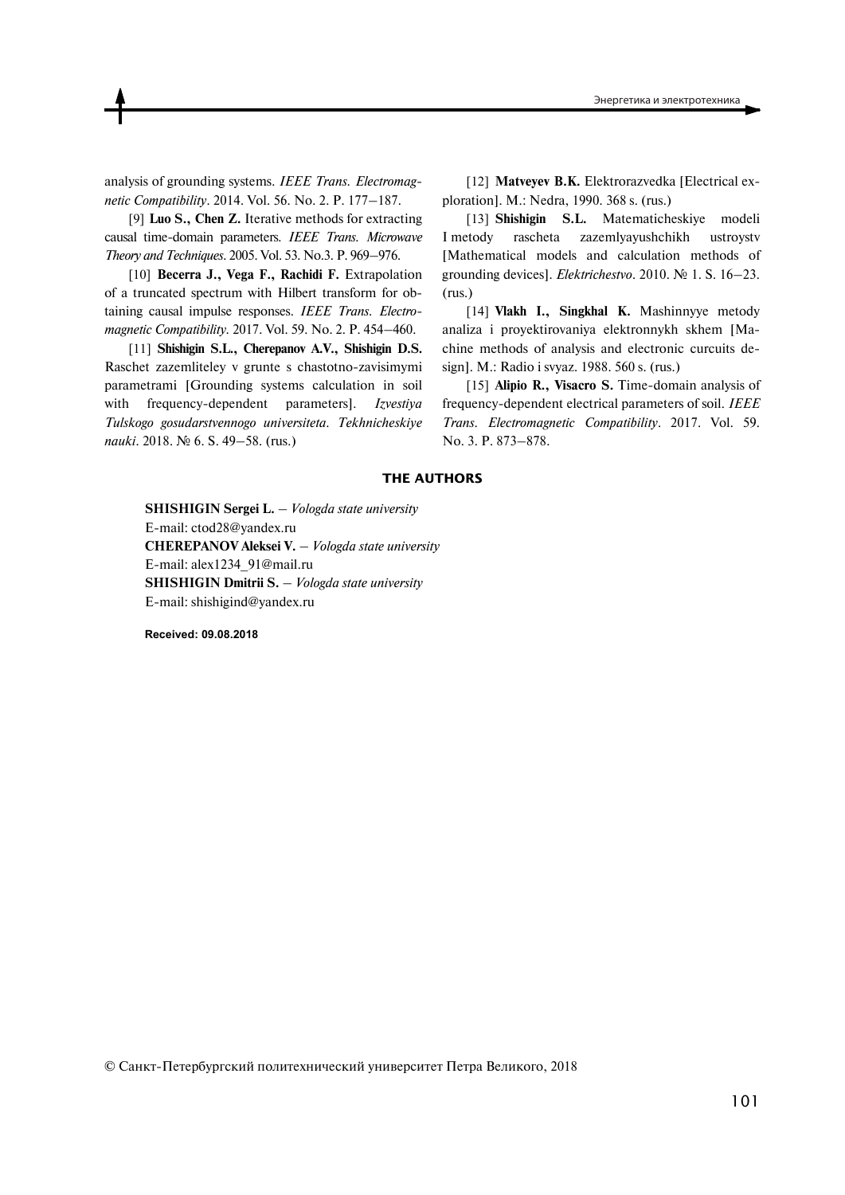analysis of grounding systems. *IEEE Trans. Electromagnetic Compatibility*. 2014. Vol. 56. No. 2. P. 177–187.

[9] **Luo S., Chen Z.** Iterative methods for extracting causal time-domain parameters. *IEEE Trans. Microwave Theory and Techniques*. 2005. Vol. 53. No.3. P. 969–976.

[10] **Becerra J., Vega F., Rachidi F.** Extrapolation of a truncated spectrum with Hilbert transform for obtaining causal impulse responses. *IEEE Trans. Electromagnetic Compatibility*. 2017. Vol. 59. No. 2. P. 454–460.

[11] **Shishigin S.L., Cherepanov A.V., Shishigin D.S.** Raschet zazemliteley v grunte s chastotno-zavisimymi parametrami [Grounding systems calculation in soil with frequency-dependent parameters]. *Izvestiya Tulskogo gosudarstvennogo universiteta. Tekhnicheskiye nauki*. 2018. № 6. S. 49–58. (rus.)

[12] **Matveyev B.K.** Elektrorazvedka [Electrical exploration]. M.: Nedra, 1990. 368 s. (rus.)

[13] **Shishigin S.L.** Matematicheskiye modeli I metody rascheta zazemlyayushchikh ustroystv [Mathematical models and calculation methods of grounding devices]. *Elektrichestvo*. 2010. № 1. S. 16–23. (rus.)

[14] **Vlakh I., Singkhal K.** Mashinnyye metody analiza i proyektirovaniya elektronnykh skhem [Machine methods of analysis and electronic curcuits design]. M.: Radio i svyaz. 1988. 560 s. (rus.)

[15] **Alipio R., Visacro S.** Time-domain analysis of frequency-dependent electrical parameters of soil. *IEEE Trans. Electromagnetic Compatibility*. 2017. Vol. 59. No. 3. P. 873–878.

## THE AUTHORS

**SHISHIGIN Sergei L.** – *Vologda state university*
E-mail: ctod28@yandex.ru

**CHEREPANOV Aleksei V.** – *Vologda state university*
E-mail: alex1234_91@mail.ru

**SHISHIGIN Dmitrii S.** – *Vologda state university*
E-mail: shishigind@yandex.ru

**Received: 09.08.2018**

© Санкт-Петербургский политехнический университет Петра Великого, 2018